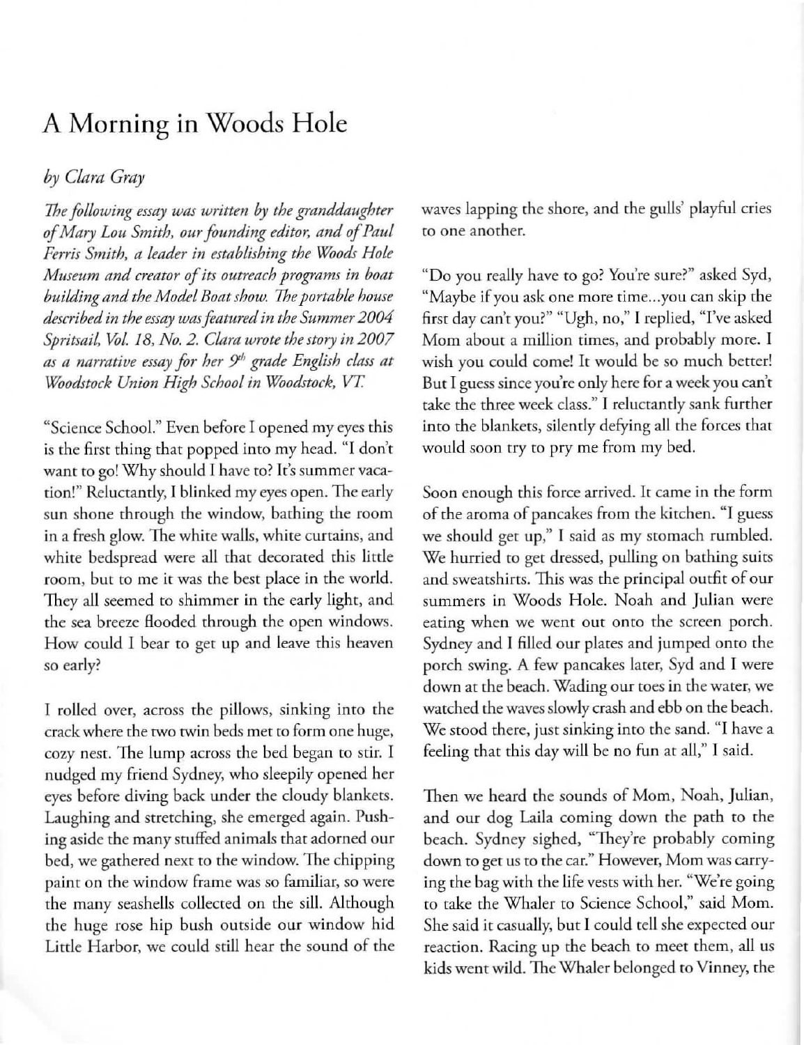# A Morning in Woods Hole

*by Clara Gray*

*The following essay was written by the granddaughter of Mary Lou Smith, our founding editor, and of Paul Ferris Smith, a leader in establishing the Woods Hole Museum and creator of its outreach programs in boat building and the Model Boat show. The portable house described in the essay was featured in the Summer 2004 Spritsail, Vol. 18, No. 2. Clara wrote the story in 2007 as a narrative essay for her 9th grade English class at Woodstock Union High School in Woodstock, VT.*

"Science School." Even before I opened my eyes this is the first thing that popped into my head. "I don't want to go! Why should I have to? It's summer vacation!" Reluctantly, I blinked my eyes open. The early sun shone through the window, bathing the room in a fresh glow. The white walls, white curtains, and white bedspread were all that decorated this little room, but to me it was the best place in the world. They all seemed to shimmer in the early light, and the sea breeze flooded through the open windows. How could I bear to get up and leave this heaven so early?

I rolled over, across the pillows, sinking into the crack where the two twin beds met to form one huge, cozy nest. The lump across the bed began to stir. I nudged my friend Sydney, who sleepily opened her eyes before diving back under the cloudy blankets. Laughing and stretching, she emerged again. Pushing aside the many stuffed animals that adorned our bed, we gathered next to the window. The chipping paint on the window frame was so familiar, so were the many seashells collected on the sill. Although the huge rose hip bush outside our window hid Little Harbor, we could still hear the sound of the waves lapping the shore, and the gulls' playful cries to one another.

"Do you really have to go? You're sure?" asked Syd, "Maybe if you ask one more time...you can skip the first day can't you?" "Ugh, no," I replied, "I've asked Mom about a million times, and probably more. I wish you could come! It would be so much better! But I guess since you're only here for a week you can't take the three week class." I reluctantly sank further into the blankets, silently defying all the forces that would soon try to pry me from my bed.

Soon enough this force arrived. It came in the form of the aroma of pancakes from the kitchen. "I guess we should get up," I said as my stomach rumbled. We hurried to get dressed, pulling on bathing suits and sweatshirts. This was the principal outfit of our summers in Woods Hole. Noah and Julian were eating when we went out onto the screen porch. Sydney and I filled our plates and jumped onto the porch swing. A few pancakes later, Syd and I were down at the beach. Wading our toes in the water, we watched the waves slowly crash and ebb on the beach. We stood there, just sinking into the sand. "I have a feeling that this day will be no fun at all," I said.

Then we heard the sounds of Mom, Noah, Julian, and our dog Laila coming down the path to the beach. Sydney sighed, "They're probably coming down to get us to the car." However, Mom was carrying the bag with the life vests with her. "We're going to take the Whaler to Science School," said Mom. She said it casually, but I could tell she expected our reaction. Racing up the beach to meet them, all us kids went wild. The Whaler belonged to Vinney, the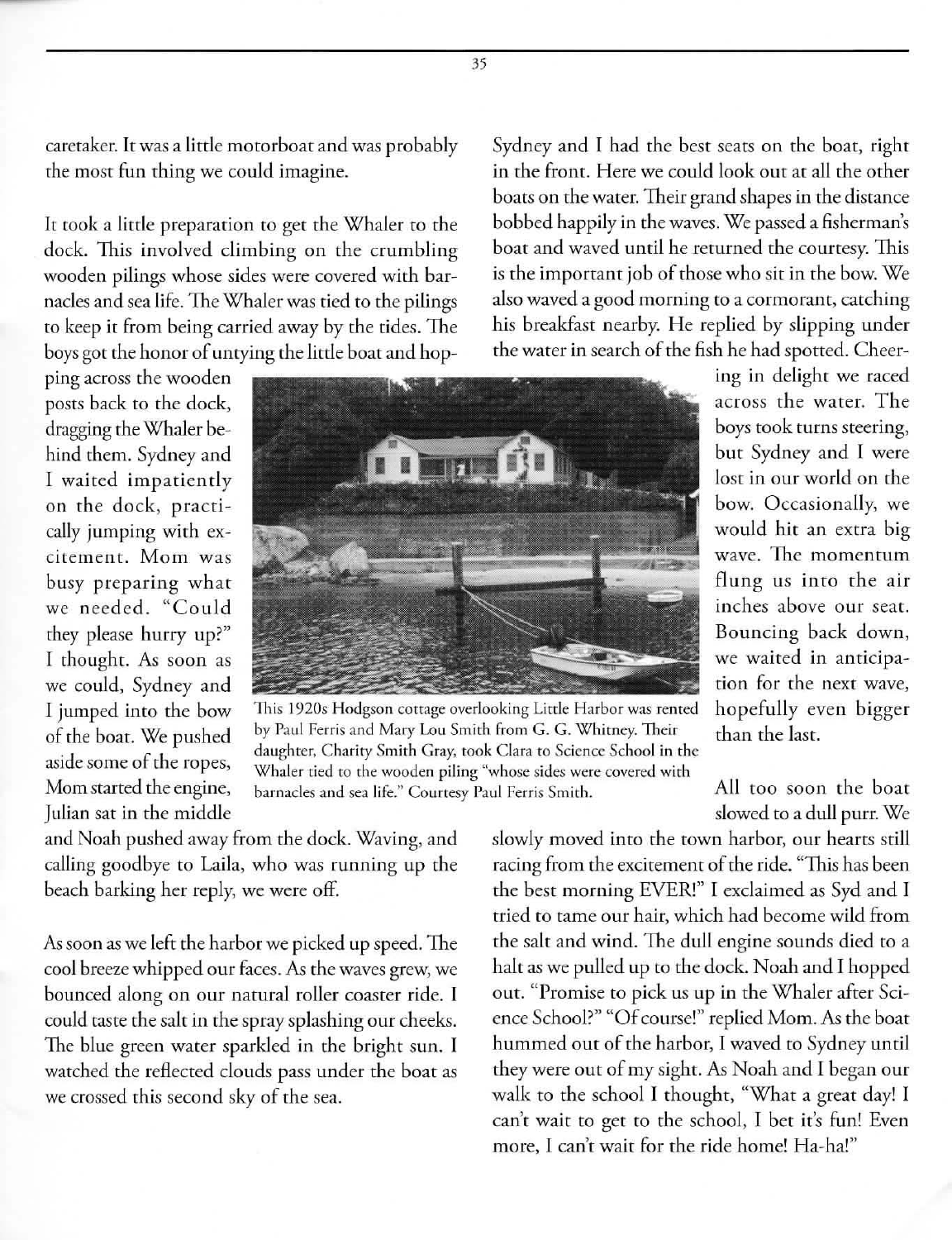caretaker. It was a little motorboat and was probably the most fun thing we could imagine.

It took a little preparation to get the Whaler to the dock. This involved climbing on the crumbling wooden pilings whose sides were covered with barnacles and sea life. The Whaler was tied to the pilings to keep it from being carried away by the tides. The boys got the honor of untying the little boat and hopping across the wooden posts back to the dock, dragging the Whaler behind them. Sydney and I waited impatiently on the dock, practically jumping with excitement. Mom was busy preparing what we needed. "Could they please hurry up?" I thought. As soon as we could, Sydney and I jumped into the bow of the boat. We pushed aside some of the ropes, Mom started the engine, Julian sat in the middle and Noah pushed away from the dock. Waving, and calling goodbye to Laila, who was running up the beach barking her reply, we were off.

This 1920s Hodgson cottage overlooking Little Harbor was rented by Paul Ferris and Mary Lou Smith from G. G. Whitney. Their daughter, Charity Smith Gray, took Clara to Science School in the Whaler tied to the wooden piling "whose sides were covered with barnacles and sea life." Courtesy Paul Ferris Smith.

As soon as we left the harbor we picked up speed. The cool breeze whipped our faces. As the waves grew, we bounced along on our natural roller coaster ride. I could taste the salt in the spray splashing our cheeks. The blue green water sparkled in the bright sun. I watched the reflected clouds pass under the boat as we crossed this second sky of the sea.

Sydney and I had the best seats on the boat, right in the front. Here we could look out at all the other boats on the water. Their grand shapes in the distance bobbed happily in the waves. We passed a fisherman's boat and waved until he returned the courtesy. This is the important job of those who sit in the bow. We also waved a good morning to a cormorant, catching his breakfast nearby. He replied by slipping under the water in search of the fish he had spotted. Cheering in delight we raced across the water. The boys took turns steering, but Sydney and I were lost in our world on the bow. Occasionally, we would hit an extra big wave. The momentum flung us into the air inches above our seat. Bouncing back down, we waited in anticipation for the next wave, hopefully even bigger than the last.

All too soon the boat slowed to a dull purr. We slowly moved into the town harbor, our hearts still racing from the excitement of the ride. "This has been the best morning EVER!" I exclaimed as Syd and I tried to tame our hair, which had become wild from the salt and wind. The dull engine sounds died to a halt as we pulled up to the dock. Noah and I hopped out. "Promise to pick us up in the Whaler after Science School?" "Of course!" replied Mom. As the boat hummed out of the harbor, I waved to Sydney until they were out of my sight. As Noah and I began our walk to the school I thought, "What a great day! I can't wait to get to the school, I bet it's fun! Even more, I can't wait for the ride home! Ha-ha!"